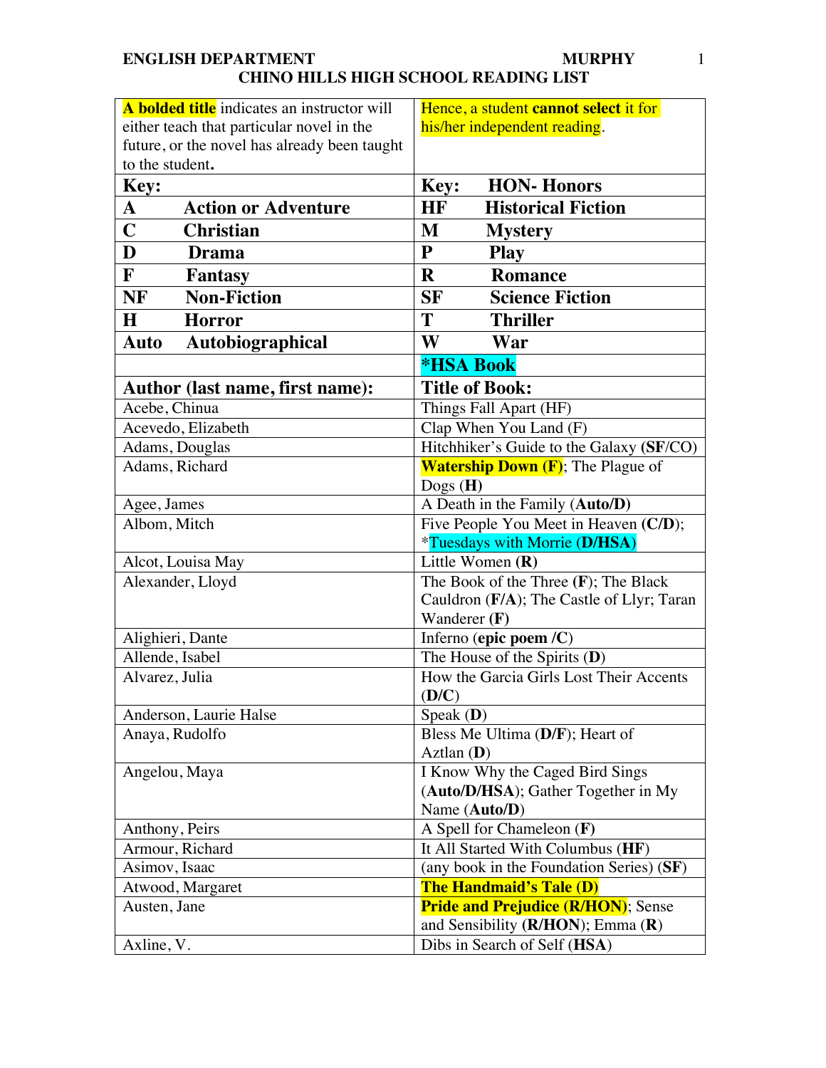**ENGLISH DEPARTMENT** **MURPHY**

# CHINO HILLS HIGH SCHOOL READING LIST

| **A bolded title** indicates an instructor will either teach that particular novel in the future, or the novel has already been taught to the student**.** | Hence, a student **cannot select** it for his/her independent reading. |
|---|---|
| **Key:** | **Key: HON- Honors** |
| **A Action or Adventure** | **HF Historical Fiction** |
| **C Christian** | **M Mystery** |
| **D Drama** | **P Play** |
| **F Fantasy** | **R Romance** |
| **NF Non-Fiction** | **SF Science Fiction** |
| **H Horror** | **T Thriller** |
| **Auto Autobiographical** | **W War** |
| | **\*HSA Book** |
| **Author (last name, first name):** | **Title of Book:** |
| Acebe, Chinua | Things Fall Apart (HF) |
| Acevedo, Elizabeth | Clap When You Land (F) |
| Adams, Douglas | Hitchhiker's Guide to the Galaxy (**SF**/CO) |
| Adams, Richard | **Watership Down (F)**; The Plague of Dogs (**H**) |
| Agee, James | A Death in the Family (**Auto/D**) |
| Albom, Mitch | Five People You Meet in Heaven (**C/D**); *Tuesdays with Morrie (**D/HSA**) |
| Alcot, Louisa May | Little Women (**R**) |
| Alexander, Lloyd | The Book of the Three (**F**); The Black Cauldron (**F/A**); The Castle of Llyr; Taran Wanderer (**F**) |
| Alighieri, Dante | Inferno (**epic poem /C**) |
| Allende, Isabel | The House of the Spirits (**D**) |
| Alvarez, Julia | How the Garcia Girls Lost Their Accents (**D/C**) |
| Anderson, Laurie Halse | Speak (**D**) |
| Anaya, Rudolfo | Bless Me Ultima (**D/F**); Heart of Aztlan (**D**) |
| Angelou, Maya | I Know Why the Caged Bird Sings (**Auto/D/HSA**); Gather Together in My Name (**Auto/D**) |
| Anthony, Peirs | A Spell for Chameleon (**F**) |
| Armour, Richard | It All Started With Columbus (**HF**) |
| Asimov, Isaac | (any book in the Foundation Series) (**SF**) |
| Atwood, Margaret | **The Handmaid's Tale (D)** |
| Austen, Jane | **Pride and Prejudice (R/HON)**; Sense and Sensibility (**R/HON**); Emma (**R**) |
| Axline, V. | Dibs in Search of Self (**HSA**) |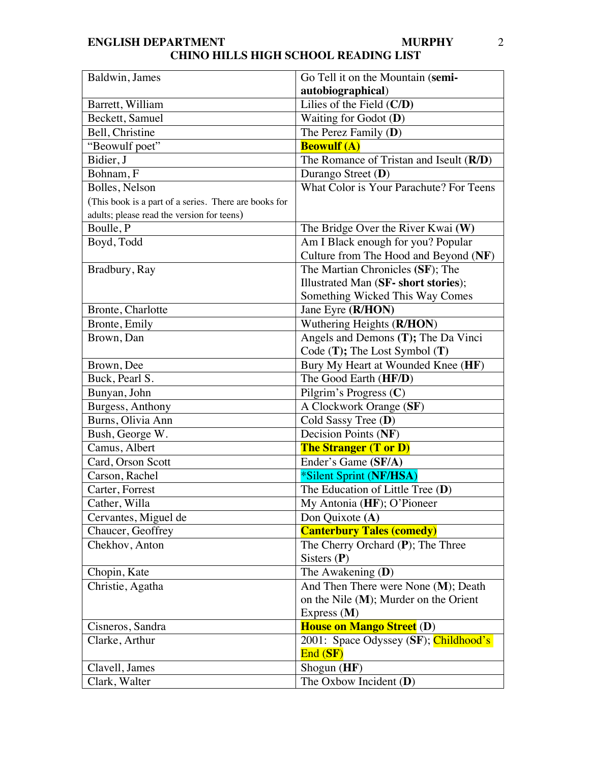**ENGLISH DEPARTMENT** **MURPHY**

**CHINO HILLS HIGH SCHOOL READING LIST**

| | |
|---|---|
| Baldwin, James | Go Tell it on the Mountain (**semi-autobiographical**) |
| Barrett, William | Lilies of the Field (**C/D**) |
| Beckett, Samuel | Waiting for Godot (**D**) |
| Bell, Christine | The Perez Family (**D**) |
| "Beowulf poet" | **Beowulf (A)** |
| Bidier, J | The Romance of Tristan and Iseult (**R/D**) |
| Bohnam, F | Durango Street (**D**) |
| Bolles, Nelson (This book is a part of a series. There are books for adults; please read the version for teens) | What Color is Your Parachute? For Teens |
| Boulle, P | The Bridge Over the River Kwai (**W**) |
| Boyd, Todd | Am I Black enough for you? Popular Culture from The Hood and Beyond (**NF**) |
| Bradbury, Ray | The Martian Chronicles (**SF**); The Illustrated Man (**SF- short stories**); Something Wicked This Way Comes |
| Bronte, Charlotte | Jane Eyre (**R/HON**) |
| Bronte, Emily | Wuthering Heights (**R/HON**) |
| Brown, Dan | Angels and Demons (**T**); The Da Vinci Code (**T**); The Lost Symbol (**T**) |
| Brown, Dee | Bury My Heart at Wounded Knee (**HF**) |
| Buck, Pearl S. | The Good Earth (**HF/D**) |
| Bunyan, John | Pilgrim's Progress (**C**) |
| Burgess, Anthony | A Clockwork Orange (**SF**) |
| Burns, Olivia Ann | Cold Sassy Tree (**D**) |
| Bush, George W. | Decision Points (**NF**) |
| Camus, Albert | **The Stranger (T or D)** |
| Card, Orson Scott | Ender's Game (**SF/A**) |
| Carson, Rachel | *Silent Sprint (**NF/HSA**) |
| Carter, Forrest | The Education of Little Tree (**D**) |
| Cather, Willa | My Antonia (**HF**); O'Pioneer |
| Cervantes, Miguel de | Don Quixote (**A**) |
| Chaucer, Geoffrey | **Canterbury Tales (comedy)** |
| Chekhov, Anton | The Cherry Orchard (**P**); The Three Sisters (**P**) |
| Chopin, Kate | The Awakening (**D**) |
| Christie, Agatha | And Then There were None (**M**); Death on the Nile (**M**); Murder on the Orient Express (**M**) |
| Cisneros, Sandra | **House on Mango Street** (**D**) |
| Clarke, Arthur | 2001: Space Odyssey (**SF**); Childhood's End (**SF**) |
| Clavell, James | Shogun (**HF**) |
| Clark, Walter | The Oxbow Incident (**D**) |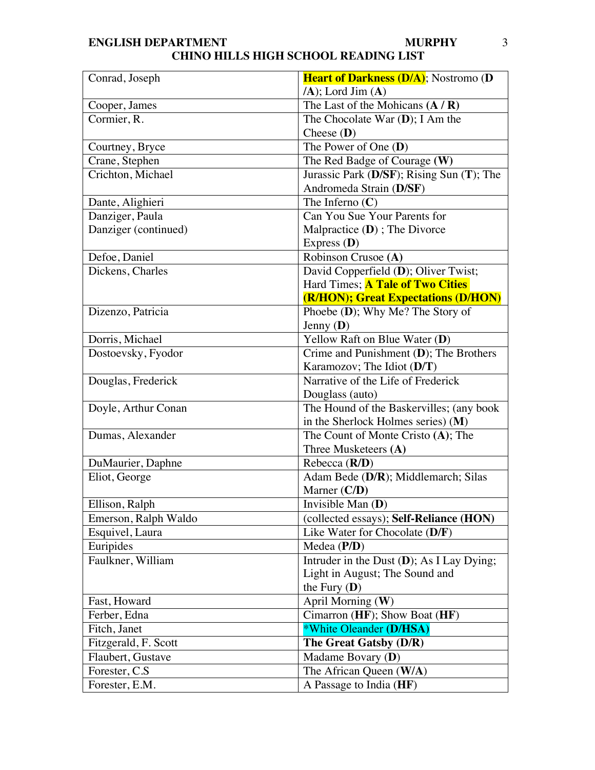| | |
|---|---|
| Conrad, Joseph | **Heart of Darkness (D/A)**; Nostromo (**D /A**); Lord Jim (**A**) |
| Cooper, James | The Last of the Mohicans **(A / R)** |
| Cormier, R. | The Chocolate War (**D**); I Am the Cheese (**D**) |
| Courtney, Bryce | The Power of One (**D**) |
| Crane, Stephen | The Red Badge of Courage **(W)** |
| Crichton, Michael | Jurassic Park (**D/SF**); Rising Sun (**T**); The Andromeda Strain (**D/SF**) |
| Dante, Alighieri | The Inferno (**C**) |
| Danziger, Paula<br>Danziger (continued) | Can You Sue Your Parents for Malpractice (**D**) ; The Divorce Express (**D**) |
| Defoe, Daniel | Robinson Crusoe **(A)** |
| Dickens, Charles | David Copperfield (**D**); Oliver Twist; Hard Times; **A Tale of Two Cities (R/HON); Great Expectations (D/HON)** |
| Dizenzo, Patricia | Phoebe (**D**); Why Me? The Story of Jenny (**D**) |
| Dorris, Michael | Yellow Raft on Blue Water (**D**) |
| Dostoevsky, Fyodor | Crime and Punishment (**D**); The Brothers Karamozov; The Idiot (**D/T**) |
| Douglas, Frederick | Narrative of the Life of Frederick Douglass (auto) |
| Doyle, Arthur Conan | The Hound of the Baskervilles; (any book in the Sherlock Holmes series) (**M**) |
| Dumas, Alexander | The Count of Monte Cristo **(A)**; The Three Musketeers **(A)** |
| DuMaurier, Daphne | Rebecca (**R/D**) |
| Eliot, George | Adam Bede (**D/R**); Middlemarch; Silas Marner (**C/D**) |
| Ellison, Ralph | Invisible Man (**D**) |
| Emerson, Ralph Waldo | (collected essays); **Self-Reliance (HON)** |
| Esquivel, Laura | Like Water for Chocolate (**D/F**) |
| Euripides | Medea (**P/D**) |
| Faulkner, William | Intruder in the Dust (**D**); As I Lay Dying; Light in August; The Sound and the Fury (**D**) |
| Fast, Howard | April Morning (**W**) |
| Ferber, Edna | Cimarron (**HF**); Show Boat (**HF**) |
| Fitch, Janet | *White Oleander **(D/HSA)** |
| Fitzgerald, F. Scott | **The Great Gatsby (D/R)** |
| Flaubert, Gustave | Madame Bovary (**D**) |
| Forester, C.S | The African Queen (**W/A**) |
| Forester, E.M. | A Passage to India (**HF**) |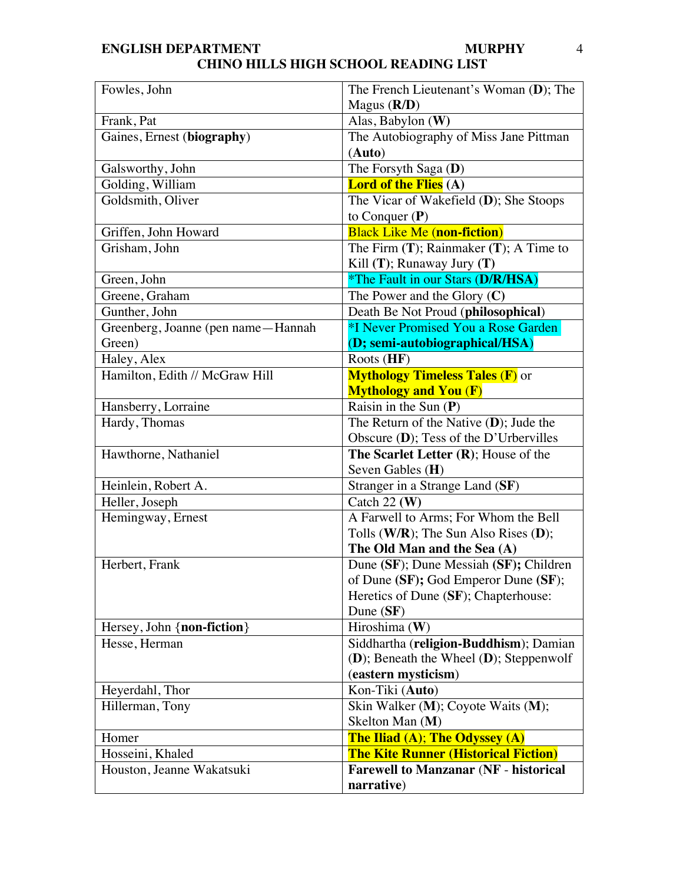| Fowles, John | The French Lieutenant's Woman (**D**); The Magus (**R/D**) |
|---|---|
| Frank, Pat | Alas, Babylon (**W**) |
| Gaines, Ernest (**biography**) | The Autobiography of Miss Jane Pittman (**Auto**) |
| Galsworthy, John | The Forsyth Saga (**D**) |
| Golding, William | **Lord of the Flies (A)** |
| Goldsmith, Oliver | The Vicar of Wakefield (**D**); She Stoops to Conquer (**P**) |
| Griffen, John Howard | Black Like Me (**non-fiction**) |
| Grisham, John | The Firm (**T**); Rainmaker (**T**); A Time to Kill (**T**); Runaway Jury (**T**) |
| Green, John | *The Fault in our Stars (**D/R/HSA**) |
| Greene, Graham | The Power and the Glory (**C**) |
| Gunther, John | Death Be Not Proud (**philosophical**) |
| Greenberg, Joanne (pen name—Hannah Green) | *I Never Promised You a Rose Garden (**D; semi-autobiographical/HSA**) |
| Haley, Alex | Roots (**HF**) |
| Hamilton, Edith // McGraw Hill | **Mythology Timeless Tales (F)** or **Mythology and You (F)** |
| Hansberry, Lorraine | Raisin in the Sun (**P**) |
| Hardy, Thomas | The Return of the Native (**D**); Jude the Obscure (**D**); Tess of the D'Urbervilles |
| Hawthorne, Nathaniel | **The Scarlet Letter (R)**; House of the Seven Gables (**H**) |
| Heinlein, Robert A. | Stranger in a Strange Land (**SF**) |
| Heller, Joseph | Catch 22 (**W**) |
| Hemingway, Ernest | A Farwell to Arms; For Whom the Bell Tolls (**W/R**); The Sun Also Rises (**D**); **The Old Man and the Sea (A)** |
| Herbert, Frank | Dune (**SF**); Dune Messiah (**SF**); Children of Dune (**SF**); God Emperor Dune (**SF**); Heretics of Dune (**SF**); Chapterhouse: Dune (**SF**) |
| Hersey, John {**non-fiction**} | Hiroshima (**W**) |
| Hesse, Herman | Siddhartha (**religion-Buddhism**); Damian (**D**); Beneath the Wheel (**D**); Steppenwolf (**eastern mysticism**) |
| Heyerdahl, Thor | Kon-Tiki (**Auto**) |
| Hillerman, Tony | Skin Walker (**M**); Coyote Waits (**M**); Skelton Man (**M**) |
| Homer | **The Iliad (A)**; **The Odyssey (A)** |
| Hosseini, Khaled | **The Kite Runner (Historical Fiction)** |
| Houston, Jeanne Wakatsuki | **Farewell to Manzanar** (**NF - historical narrative**) |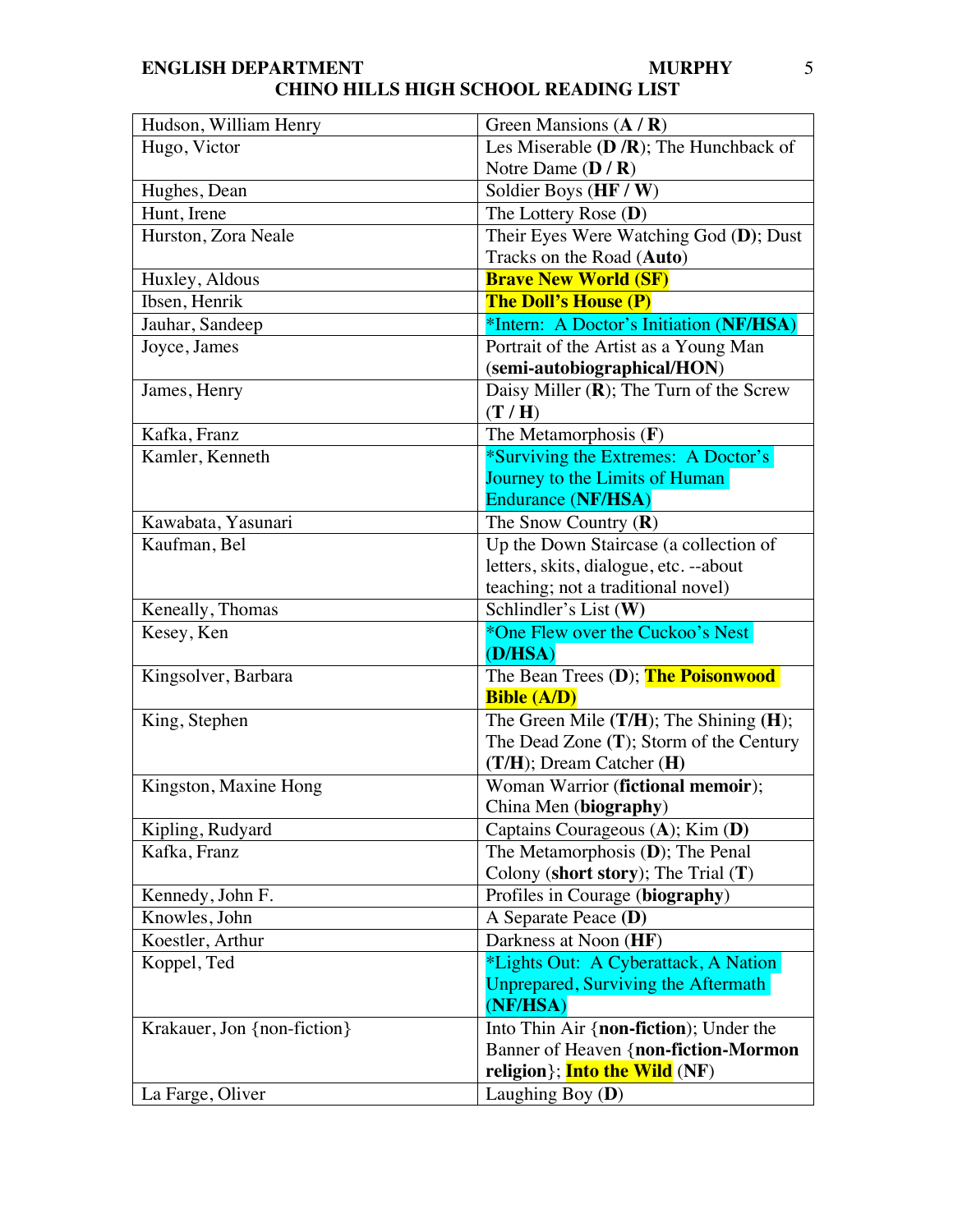| Hudson, William Henry | Green Mansions (**A / R**) |
|---|---|
| Hugo, Victor | Les Miserable (**D /R**); The Hunchback of Notre Dame (**D / R**) |
| Hughes, Dean | Soldier Boys (**HF / W**) |
| Hunt, Irene | The Lottery Rose (**D**) |
| Hurston, Zora Neale | Their Eyes Were Watching God (**D**); Dust Tracks on the Road (**Auto**) |
| Huxley, Aldous | **Brave New World (SF)** |
| Ibsen, Henrik | **The Doll's House (P)** |
| Jauhar, Sandeep | *Intern: A Doctor's Initiation (**NF/HSA**) |
| Joyce, James | Portrait of the Artist as a Young Man (**semi-autobiographical/HON**) |
| James, Henry | Daisy Miller (**R**); The Turn of the Screw (**T / H**) |
| Kafka, Franz | The Metamorphosis (**F**) |
| Kamler, Kenneth | *Surviving the Extremes: A Doctor's Journey to the Limits of Human Endurance (**NF/HSA**) |
| Kawabata, Yasunari | The Snow Country (**R**) |
| Kaufman, Bel | Up the Down Staircase (a collection of letters, skits, dialogue, etc. --about teaching; not a traditional novel) |
| Keneally, Thomas | Schlindler's List (**W**) |
| Kesey, Ken | *One Flew over the Cuckoo's Nest (**D/HSA**) |
| Kingsolver, Barbara | The Bean Trees (**D**); **The Poisonwood Bible (A/D)** |
| King, Stephen | The Green Mile (**T/H**); The Shining (**H**); The Dead Zone (**T**); Storm of the Century (**T/H**); Dream Catcher (**H**) |
| Kingston, Maxine Hong | Woman Warrior (**fictional memoir**); China Men (**biography**) |
| Kipling, Rudyard | Captains Courageous (**A**); Kim (**D**) |
| Kafka, Franz | The Metamorphosis (**D**); The Penal Colony (**short story**); The Trial (**T**) |
| Kennedy, John F. | Profiles in Courage (**biography**) |
| Knowles, John | A Separate Peace (**D**) |
| Koestler, Arthur | Darkness at Noon (**HF**) |
| Koppel, Ted | *Lights Out: A Cyberattack, A Nation Unprepared, Surviving the Aftermath (**NF/HSA**) |
| Krakauer, Jon {non-fiction} | Into Thin Air {**non-fiction**); Under the Banner of Heaven {**non-fiction-Mormon religion**}; **Into the Wild** (**NF**) |
| La Farge, Oliver | Laughing Boy (**D**) |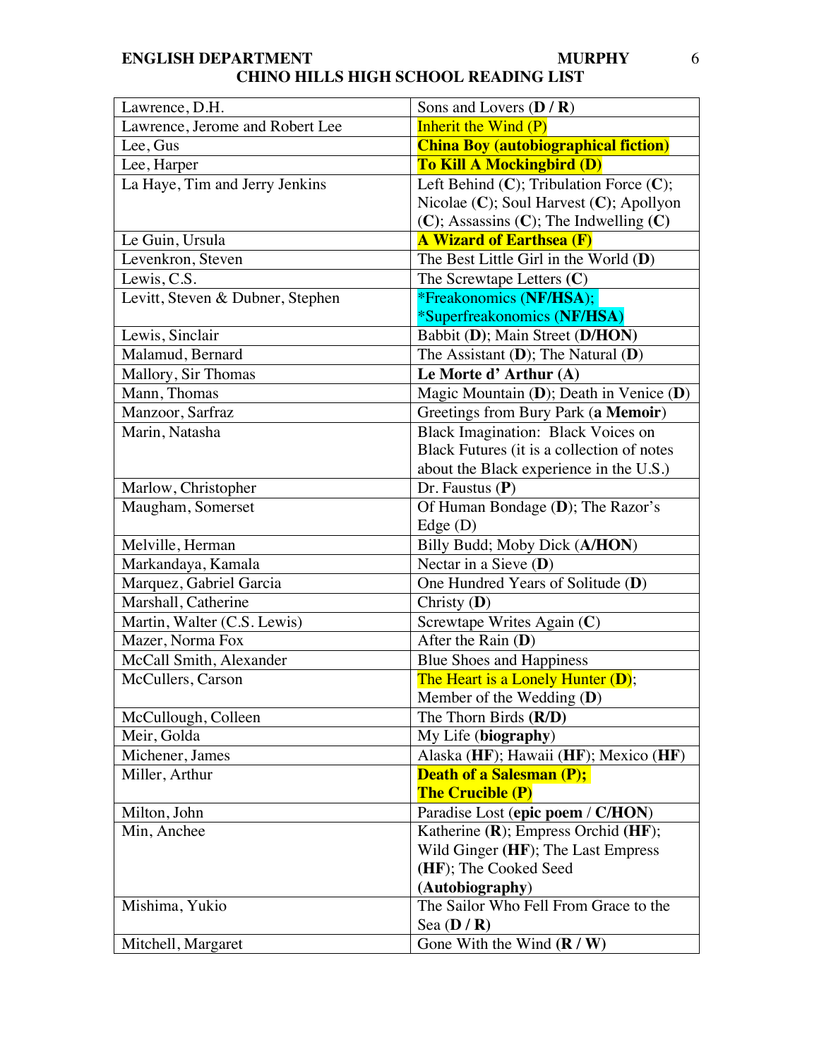| | |
|---|---|
| Lawrence, D.H. | Sons and Lovers (**D / R**) |
| Lawrence, Jerome and Robert Lee | Inherit the Wind (P) |
| Lee, Gus | **China Boy (autobiographical fiction)** |
| Lee, Harper | **To Kill A Mockingbird (D)** |
| La Haye, Tim and Jerry Jenkins | Left Behind (**C**); Tribulation Force (**C**); Nicolae (**C**); Soul Harvest (**C**); Apollyon (**C**); Assassins (**C**); The Indwelling (**C**) |
| Le Guin, Ursula | **A Wizard of Earthsea (F)** |
| Levenkron, Steven | The Best Little Girl in the World (**D**) |
| Lewis, C.S. | The Screwtape Letters (**C**) |
| Levitt, Steven & Dubner, Stephen | *Freakonomics (**NF/HSA**); *Superfreakonomics (**NF/HSA**) |
| Lewis, Sinclair | Babbit (**D**); Main Street (**D/HON**) |
| Malamud, Bernard | The Assistant (**D**); The Natural (**D**) |
| Mallory, Sir Thomas | **Le Morte d' Arthur (A)** |
| Mann, Thomas | Magic Mountain (**D**); Death in Venice (**D**) |
| Manzoor, Sarfraz | Greetings from Bury Park (**a Memoir**) |
| Marin, Natasha | Black Imagination: Black Voices on Black Futures (it is a collection of notes about the Black experience in the U.S.) |
| Marlow, Christopher | Dr. Faustus (**P**) |
| Maugham, Somerset | Of Human Bondage (**D**); The Razor's Edge (D) |
| Melville, Herman | Billy Budd; Moby Dick (**A/HON**) |
| Markandaya, Kamala | Nectar in a Sieve (**D**) |
| Marquez, Gabriel Garcia | One Hundred Years of Solitude (**D**) |
| Marshall, Catherine | Christy (**D**) |
| Martin, Walter (C.S. Lewis) | Screwtape Writes Again (**C**) |
| Mazer, Norma Fox | After the Rain (**D**) |
| McCall Smith, Alexander | Blue Shoes and Happiness |
| McCullers, Carson | The Heart is a Lonely Hunter (**D**); Member of the Wedding (**D**) |
| McCullough, Colleen | The Thorn Birds **(R/D)** |
| Meir, Golda | My Life (**biography**) |
| Michener, James | Alaska (**HF**); Hawaii (**HF**); Mexico (**HF**) |
| Miller, Arthur | **Death of a Salesman (P); The Crucible (P)** |
| Milton, John | Paradise Lost (**epic poem** / **C/HON**) |
| Min, Anchee | Katherine (**R**); Empress Orchid (**HF**); Wild Ginger (**HF**); The Last Empress (**HF**); The Cooked Seed (**Autobiography**) |
| Mishima, Yukio | The Sailor Who Fell From Grace to the Sea (**D / R**) |
| Mitchell, Margaret | Gone With the Wind **(R / W)** |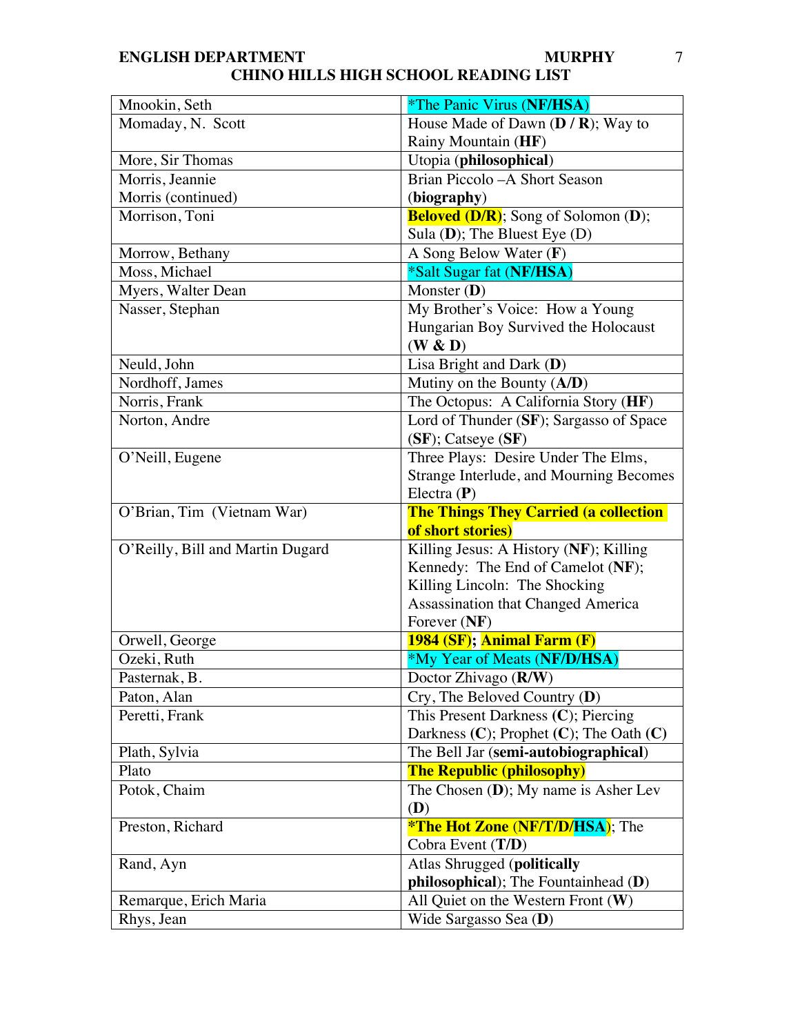| Mnookin, Seth | *The Panic Virus (**NF/HSA**) |
|---|---|
| Momaday, N. Scott | House Made of Dawn (**D / R**); Way to Rainy Mountain (**HF**) |
| More, Sir Thomas | Utopia (**philosophical**) |
| Morris, Jeannie Morris (continued) | Brian Piccolo –A Short Season (**biography**) |
| Morrison, Toni | **Beloved (D/R)**; Song of Solomon (**D**); Sula (**D**); The Bluest Eye (D) |
| Morrow, Bethany | A Song Below Water (**F**) |
| Moss, Michael | *Salt Sugar fat (**NF/HSA**) |
| Myers, Walter Dean | Monster (**D**) |
| Nasser, Stephan | My Brother's Voice: How a Young Hungarian Boy Survived the Holocaust (**W & D**) |
| Neuld, John | Lisa Bright and Dark (**D**) |
| Nordhoff, James | Mutiny on the Bounty (**A/D**) |
| Norris, Frank | The Octopus: A California Story (**HF**) |
| Norton, Andre | Lord of Thunder (**SF**); Sargasso of Space (**SF**); Catseye (**SF**) |
| O'Neill, Eugene | Three Plays: Desire Under The Elms, Strange Interlude, and Mourning Becomes Electra (**P**) |
| O'Brian, Tim (Vietnam War) | **The Things They Carried (a collection of short stories)** |
| O'Reilly, Bill and Martin Dugard | Killing Jesus: A History (**NF**); Killing Kennedy: The End of Camelot (**NF**); Killing Lincoln: The Shocking Assassination that Changed America Forever (**NF**) |
| Orwell, George | **1984 (SF); Animal Farm (F)** |
| Ozeki, Ruth | *My Year of Meats (**NF/D/HSA**) |
| Pasternak, B. | Doctor Zhivago (**R/W**) |
| Paton, Alan | Cry, The Beloved Country (**D**) |
| Peretti, Frank | This Present Darkness (**C**); Piercing Darkness (**C**); Prophet (**C**); The Oath (**C**) |
| Plath, Sylvia | The Bell Jar (**semi-autobiographical**) |
| Plato | **The Republic (philosophy)** |
| Potok, Chaim | The Chosen (**D**); My name is Asher Lev (**D**) |
| Preston, Richard | ***The Hot Zone** (**NF/T/D/HSA**); The Cobra Event (**T/D**) |
| Rand, Ayn | Atlas Shrugged (**politically philosophical**); The Fountainhead (**D**) |
| Remarque, Erich Maria | All Quiet on the Western Front (**W**) |
| Rhys, Jean | Wide Sargasso Sea (**D**) |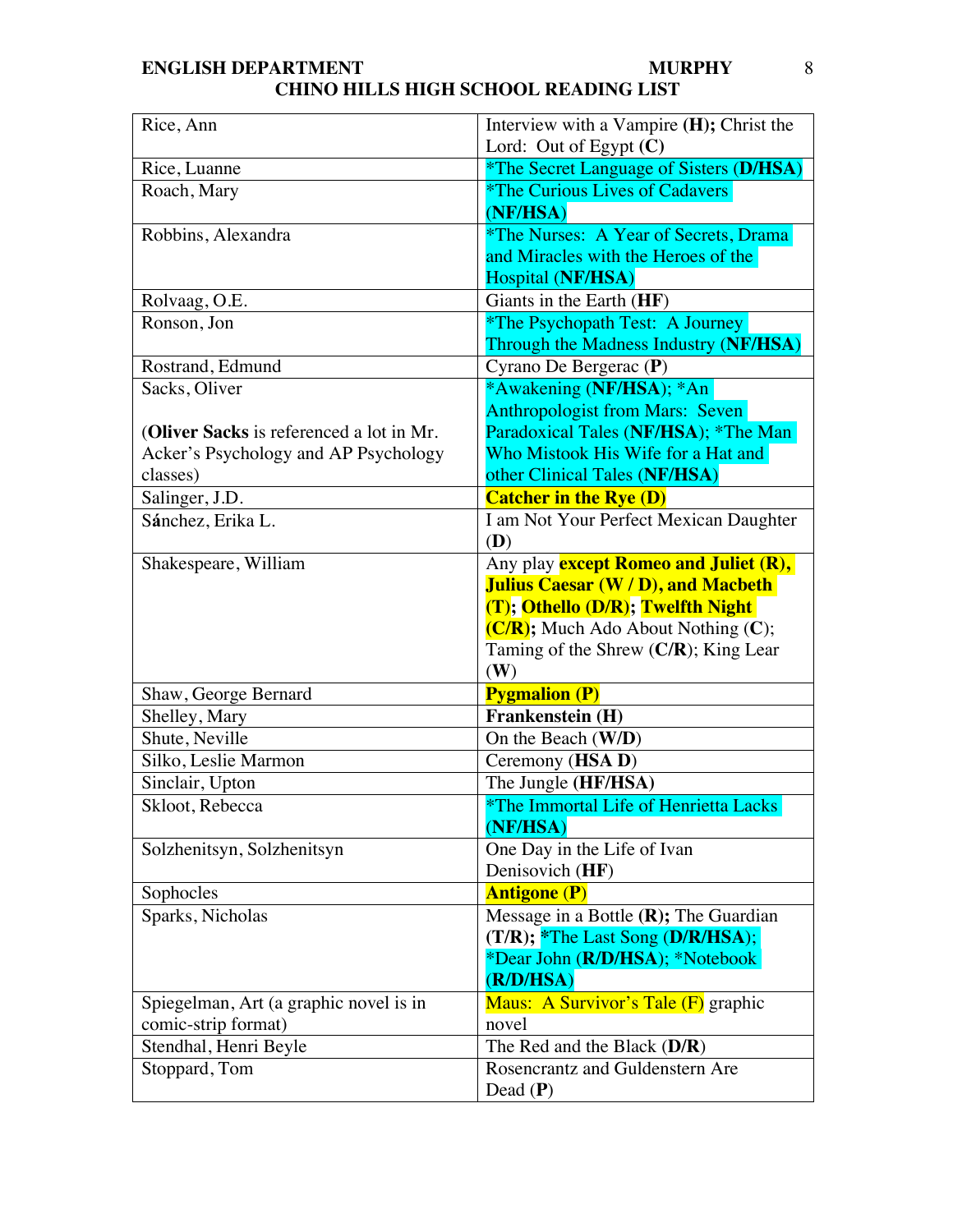**ENGLISH DEPARTMENT MURPHY**

**CHINO HILLS HIGH SCHOOL READING LIST**

| | |
|---|---|
| Rice, Ann | Interview with a Vampire **(H);** Christ the Lord: Out of Egypt **(C)** |
| Rice, Luanne | *The Secret Language of Sisters **(D/HSA)** |
| Roach, Mary | *The Curious Lives of Cadavers **(NF/HSA)** |
| Robbins, Alexandra | *The Nurses: A Year of Secrets, Drama and Miracles with the Heroes of the Hospital **(NF/HSA)** |
| Rolvaag, O.E. | Giants in the Earth (**HF**) |
| Ronson, Jon | *The Psychopath Test: A Journey Through the Madness Industry (**NF/HSA**) |
| Rostrand, Edmund | Cyrano De Bergerac (**P**) |
| Sacks, Oliver<br><br>(**Oliver Sacks** is referenced a lot in Mr. Acker's Psychology and AP Psychology classes) | *Awakening (**NF/HSA**); *An Anthropologist from Mars: Seven Paradoxical Tales (**NF/HSA**); *The Man Who Mistook His Wife for a Hat and other Clinical Tales (**NF/HSA**) |
| Salinger, J.D. | **Catcher in the Rye (D)** |
| Sánchez, Erika L. | I am Not Your Perfect Mexican Daughter (**D**) |
| Shakespeare, William | Any play **except Romeo and Juliet (R), Julius Caesar (W / D), and Macbeth (T)**; **Othello (D/R)**; **Twelfth Night (C/R);** Much Ado About Nothing (**C**); Taming of the Shrew (**C/R**); King Lear (**W**) |
| Shaw, George Bernard | **Pygmalion (P)** |
| Shelley, Mary | **Frankenstein (H)** |
| Shute, Neville | On the Beach (**W/D**) |
| Silko, Leslie Marmon | Ceremony (**HSA D**) |
| Sinclair, Upton | The Jungle **(HF/HSA)** |
| Skloot, Rebecca | *The Immortal Life of Henrietta Lacks (**NF/HSA**) |
| Solzhenitsyn, Solzhenitsyn | One Day in the Life of Ivan Denisovich (**HF**) |
| Sophocles | **Antigone (P)** |
| Sparks, Nicholas | Message in a Bottle **(R);** The Guardian **(T/R);** *The Last Song (**D/R/HSA**); *Dear John (**R/D/HSA**); *Notebook (**R/D/HSA**) |
| Spiegelman, Art (a graphic novel is in comic-strip format) | Maus: A Survivor's Tale (F) graphic novel |
| Stendhal, Henri Beyle | The Red and the Black (**D/R**) |
| Stoppard, Tom | Rosencrantz and Guldenstern Are Dead (**P**) |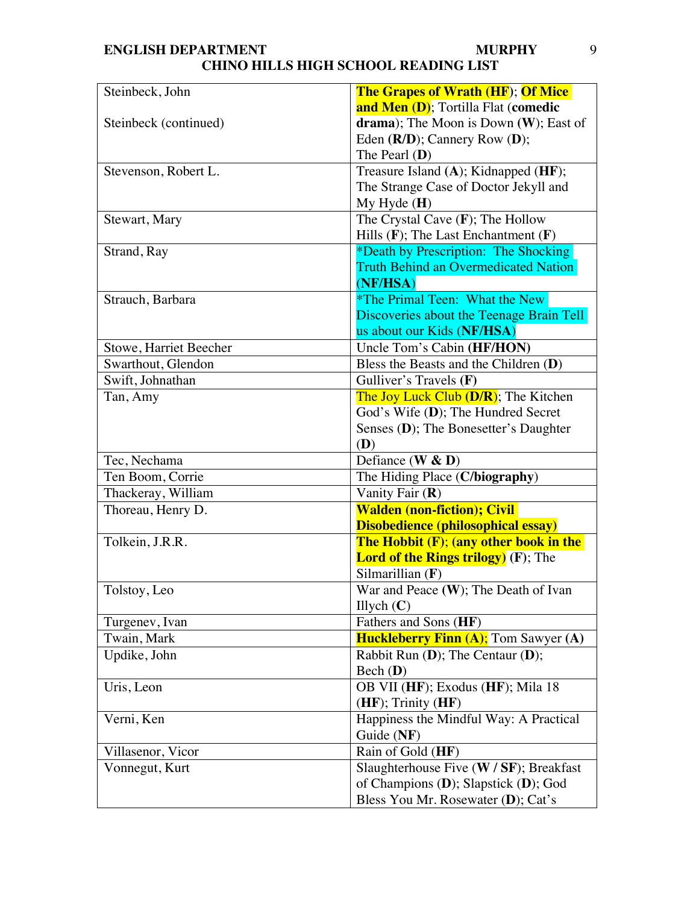| Author | Titles |
|---|---|
| Steinbeck, John<br><br>Steinbeck (continued) | **The Grapes of Wrath (HF)**; **Of Mice and Men (D)**; Tortilla Flat (**comedic drama**); The Moon is Down (**W**); East of Eden (**R/D**); Cannery Row (**D**); The Pearl (**D**) |
| Stevenson, Robert L. | Treasure Island (**A**); Kidnapped (**HF**); The Strange Case of Doctor Jekyll and My Hyde (**H**) |
| Stewart, Mary | The Crystal Cave (**F**); The Hollow Hills (**F**); The Last Enchantment (**F**) |
| Strand, Ray | *Death by Prescription: The Shocking Truth Behind an Overmedicated Nation (**NF/HSA**) |
| Strauch, Barbara | *The Primal Teen: What the New Discoveries about the Teenage Brain Tell us about our Kids (**NF/HSA**) |
| Stowe, Harriet Beecher | Uncle Tom's Cabin (**HF/HON)** |
| Swarthout, Glendon | Bless the Beasts and the Children (**D**) |
| Swift, Johnathan | Gulliver's Travels **(F)** |
| Tan, Amy | The Joy Luck Club (**D/R**); The Kitchen God's Wife (**D**); The Hundred Secret Senses (**D**); The Bonesetter's Daughter (**D**) |
| Tec, Nechama | Defiance (**W & D**) |
| Ten Boom, Corrie | The Hiding Place (**C/biography**) |
| Thackeray, William | Vanity Fair (**R**) |
| Thoreau, Henry D. | **Walden (non-fiction); Civil Disobedience (philosophical essay)** |
| Tolkein, J.R.R. | **The Hobbit (F)**; **(any other book in the Lord of the Rings trilogy)** (**F**); The Silmarillian (**F**) |
| Tolstoy, Leo | War and Peace (**W**); The Death of Ivan Illych (**C**) |
| Turgenev, Ivan | Fathers and Sons (**HF**) |
| Twain, Mark | **Huckleberry Finn (A)**; Tom Sawyer (**A**) |
| Updike, John | Rabbit Run (**D**); The Centaur (**D**); Bech (**D**) |
| Uris, Leon | OB VII (**HF**); Exodus (**HF**); Mila 18 (**HF**); Trinity (**HF**) |
| Verni, Ken | Happiness the Mindful Way: A Practical Guide (**NF**) |
| Villasenor, Vicor | Rain of Gold (**HF**) |
| Vonnegut, Kurt | Slaughterhouse Five (**W / SF**); Breakfast of Champions (**D**); Slapstick (**D**); God Bless You Mr. Rosewater (**D**); Cat's |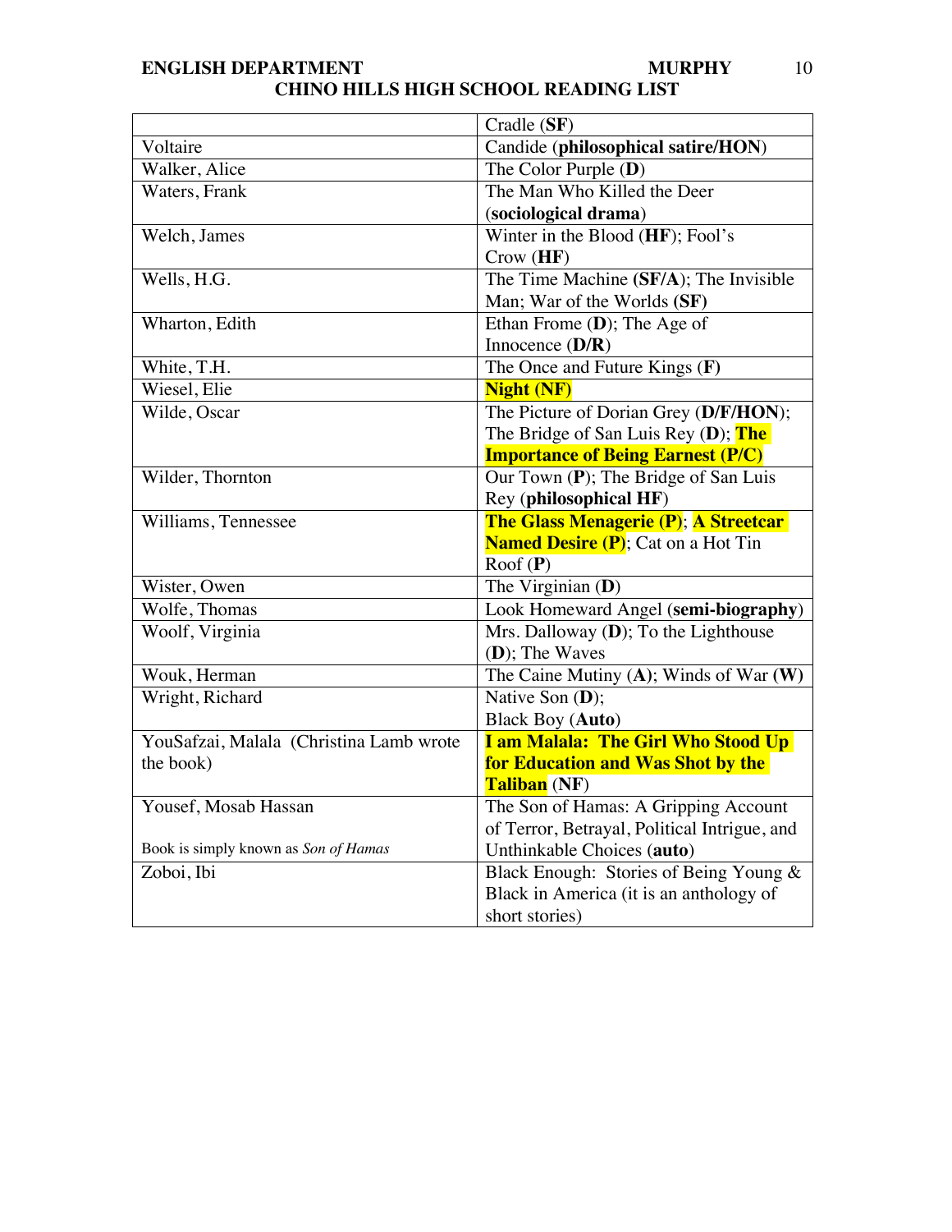| | |
|---|---|
| | Cradle (**SF**) |
| Voltaire | Candide (**philosophical satire/HON**) |
| Walker, Alice | The Color Purple (**D**) |
| Waters, Frank | The Man Who Killed the Deer (**sociological drama**) |
| Welch, James | Winter in the Blood (**HF**); Fool's Crow (**HF**) |
| Wells, H.G. | The Time Machine **(SF/A)**; The Invisible Man; War of the Worlds **(SF)** |
| Wharton, Edith | Ethan Frome (**D**); The Age of Innocence (**D/R**) |
| White, T.H. | The Once and Future Kings (**F**) |
| Wiesel, Elie | **Night (NF)** |
| Wilde, Oscar | The Picture of Dorian Grey (**D/F/HON**); The Bridge of San Luis Rey (**D**); **The Importance of Being Earnest (P/C)** |
| Wilder, Thornton | Our Town (**P**); The Bridge of San Luis Rey (**philosophical HF**) |
| Williams, Tennessee | **The Glass Menagerie (P)**; **A Streetcar Named Desire (P)**; Cat on a Hot Tin Roof (**P**) |
| Wister, Owen | The Virginian (**D**) |
| Wolfe, Thomas | Look Homeward Angel (**semi-biography**) |
| Woolf, Virginia | Mrs. Dalloway (**D**); To the Lighthouse (**D**); The Waves |
| Wouk, Herman | The Caine Mutiny (**A**); Winds of War **(W)** |
| Wright, Richard | Native Son (**D**); Black Boy (**Auto**) |
| YouSafzai, Malala (Christina Lamb wrote the book) | **I am Malala: The Girl Who Stood Up for Education and Was Shot by the Taliban** (**NF**) |
| Yousef, Mosab Hassan<br><br>Book is simply known as *Son of Hamas* | The Son of Hamas: A Gripping Account of Terror, Betrayal, Political Intrigue, and Unthinkable Choices (**auto**) |
| Zoboi, Ibi | Black Enough: Stories of Being Young & Black in America (it is an anthology of short stories) |